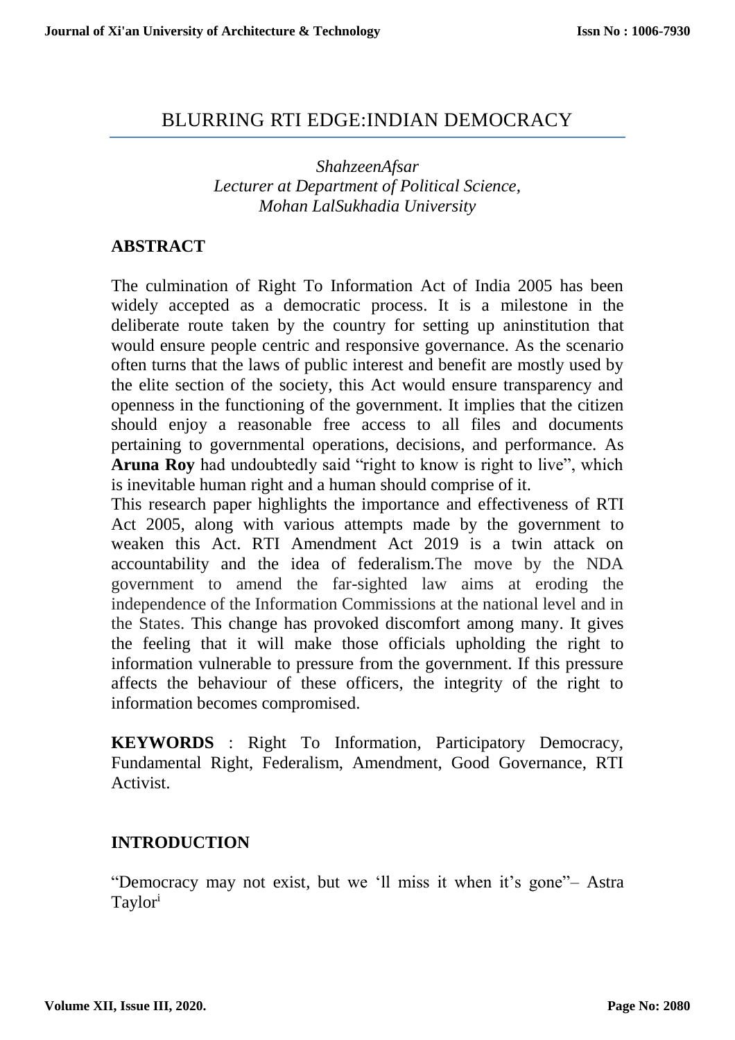# BLURRING RTI EDGE:INDIAN DEMOCRACY

*ShahzeenAfsar*
*Lecturer at Department of Political Science,*
*Mohan LalSukhadia University*

## ABSTRACT

The culmination of Right To Information Act of India 2005 has been widely accepted as a democratic process. It is a milestone in the deliberate route taken by the country for setting up aninstitution that would ensure people centric and responsive governance. As the scenario often turns that the laws of public interest and benefit are mostly used by the elite section of the society, this Act would ensure transparency and openness in the functioning of the government. It implies that the citizen should enjoy a reasonable free access to all files and documents pertaining to governmental operations, decisions, and performance. As **Aruna Roy** had undoubtedly said "right to know is right to live", which is inevitable human right and a human should comprise of it.

This research paper highlights the importance and effectiveness of RTI Act 2005, along with various attempts made by the government to weaken this Act. RTI Amendment Act 2019 is a twin attack on accountability and the idea of federalism.The move by the NDA government to amend the far-sighted law aims at eroding the independence of the Information Commissions at the national level and in the States. This change has provoked discomfort among many. It gives the feeling that it will make those officials upholding the right to information vulnerable to pressure from the government. If this pressure affects the behaviour of these officers, the integrity of the right to information becomes compromised.

**KEYWORDS** : Right To Information, Participatory Democracy, Fundamental Right, Federalism, Amendment, Good Governance, RTI Activist.

## INTRODUCTION

"Democracy may not exist, but we 'll miss it when it's gone"– Astra Taylor[i]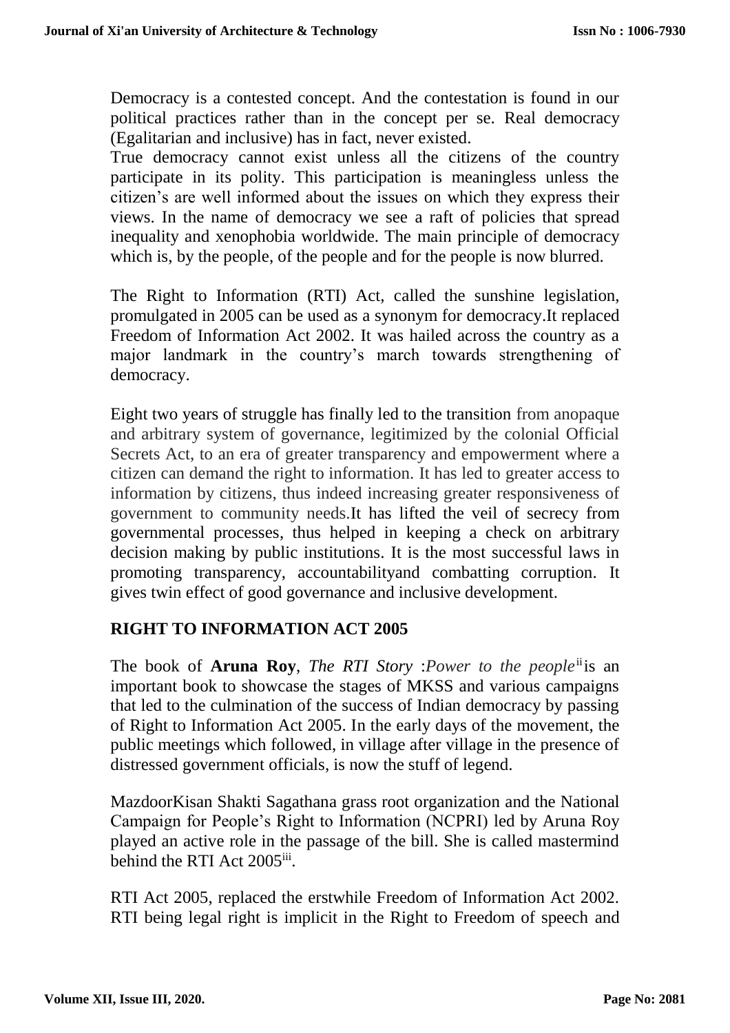Democracy is a contested concept. And the contestation is found in our political practices rather than in the concept per se. Real democracy (Egalitarian and inclusive) has in fact, never existed.
True democracy cannot exist unless all the citizens of the country participate in its polity. This participation is meaningless unless the citizen's are well informed about the issues on which they express their views. In the name of democracy we see a raft of policies that spread inequality and xenophobia worldwide. The main principle of democracy which is, by the people, of the people and for the people is now blurred.

The Right to Information (RTI) Act, called the sunshine legislation, promulgated in 2005 can be used as a synonym for democracy.It replaced Freedom of Information Act 2002. It was hailed across the country as a major landmark in the country's march towards strengthening of democracy.

Eight two years of struggle has finally led to the transition from anopaque and arbitrary system of governance, legitimized by the colonial Official Secrets Act, to an era of greater transparency and empowerment where a citizen can demand the right to information. It has led to greater access to information by citizens, thus indeed increasing greater responsiveness of government to community needs.It has lifted the veil of secrecy from governmental processes, thus helped in keeping a check on arbitrary decision making by public institutions. It is the most successful laws in promoting transparency, accountabilityand combatting corruption. It gives twin effect of good governance and inclusive development.

## RIGHT TO INFORMATION ACT 2005

The book of **Aruna Roy**, *The RTI Story* :*Power to the people*[ii]is an important book to showcase the stages of MKSS and various campaigns that led to the culmination of the success of Indian democracy by passing of Right to Information Act 2005. In the early days of the movement, the public meetings which followed, in village after village in the presence of distressed government officials, is now the stuff of legend.

MazdoorKisan Shakti Sagathana grass root organization and the National Campaign for People's Right to Information (NCPRI) led by Aruna Roy played an active role in the passage of the bill. She is called mastermind behind the RTI Act 2005[iii].

RTI Act 2005, replaced the erstwhile Freedom of Information Act 2002. RTI being legal right is implicit in the Right to Freedom of speech and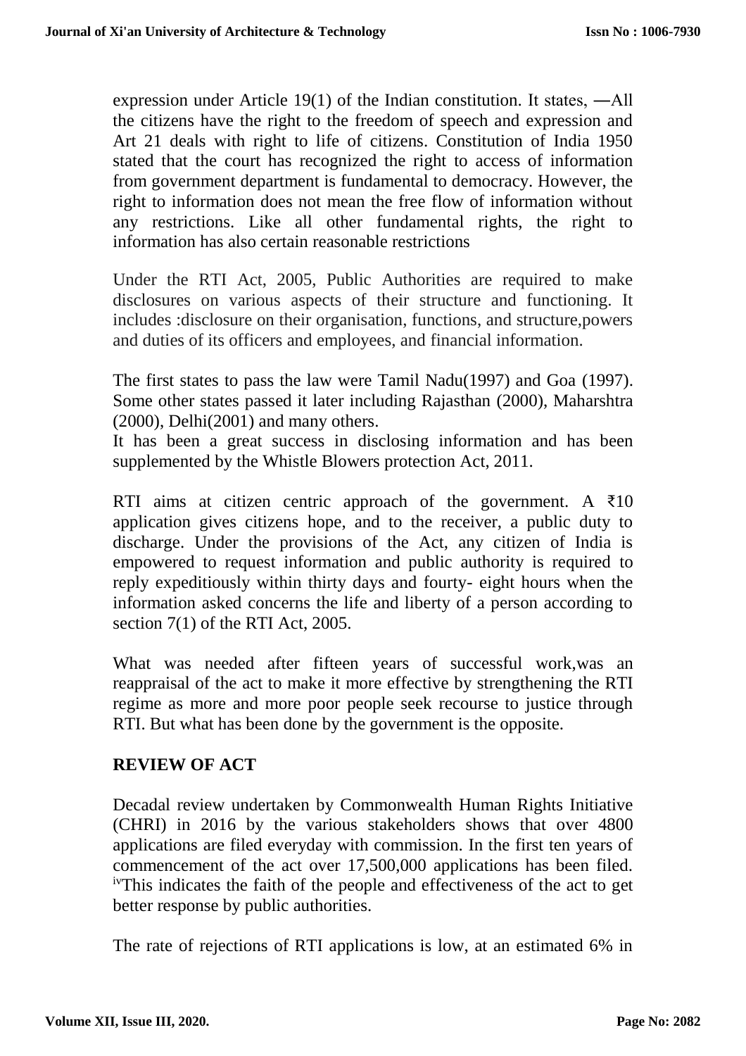expression under Article 19(1) of the Indian constitution. It states, ―All the citizens have the right to the freedom of speech and expression and Art 21 deals with right to life of citizens. Constitution of India 1950 stated that the court has recognized the right to access of information from government department is fundamental to democracy. However, the right to information does not mean the free flow of information without any restrictions. Like all other fundamental rights, the right to information has also certain reasonable restrictions

Under the RTI Act, 2005, Public Authorities are required to make disclosures on various aspects of their structure and functioning. It includes :disclosure on their organisation, functions, and structure,powers and duties of its officers and employees, and financial information.

The first states to pass the law were Tamil Nadu(1997) and Goa (1997). Some other states passed it later including Rajasthan (2000), Maharshtra (2000), Delhi(2001) and many others.
It has been a great success in disclosing information and has been supplemented by the Whistle Blowers protection Act, 2011.

RTI aims at citizen centric approach of the government. A ₹10 application gives citizens hope, and to the receiver, a public duty to discharge. Under the provisions of the Act, any citizen of India is empowered to request information and public authority is required to reply expeditiously within thirty days and fourty- eight hours when the information asked concerns the life and liberty of a person according to section 7(1) of the RTI Act, 2005.

What was needed after fifteen years of successful work,was an reappraisal of the act to make it more effective by strengthening the RTI regime as more and more poor people seek recourse to justice through RTI. But what has been done by the government is the opposite.

## REVIEW OF ACT

Decadal review undertaken by Commonwealth Human Rights Initiative (CHRI) in 2016 by the various stakeholders shows that over 4800 applications are filed everyday with commission. In the first ten years of commencement of the act over 17,500,000 applications has been filed. [iv]This indicates the faith of the people and effectiveness of the act to get better response by public authorities.

The rate of rejections of RTI applications is low, at an estimated 6% in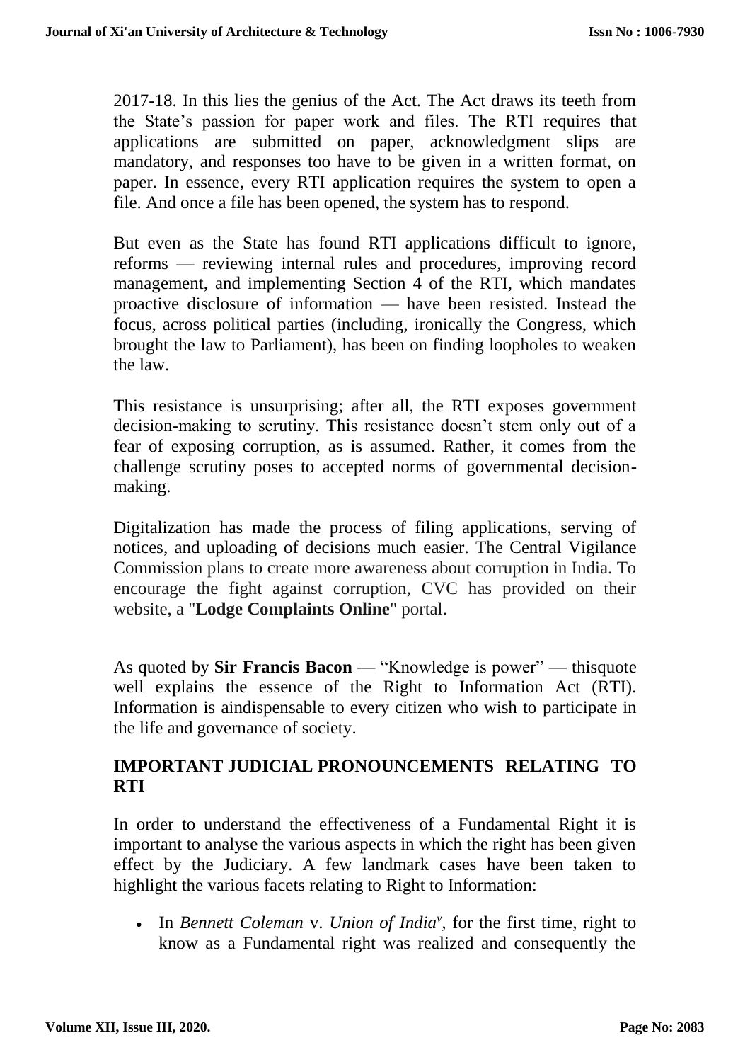2017-18. In this lies the genius of the Act. The Act draws its teeth from the State's passion for paper work and files. The RTI requires that applications are submitted on paper, acknowledgment slips are mandatory, and responses too have to be given in a written format, on paper. In essence, every RTI application requires the system to open a file. And once a file has been opened, the system has to respond.

But even as the State has found RTI applications difficult to ignore, reforms — reviewing internal rules and procedures, improving record management, and implementing Section 4 of the RTI, which mandates proactive disclosure of information — have been resisted. Instead the focus, across political parties (including, ironically the Congress, which brought the law to Parliament), has been on finding loopholes to weaken the law.

This resistance is unsurprising; after all, the RTI exposes government decision-making to scrutiny. This resistance doesn't stem only out of a fear of exposing corruption, as is assumed. Rather, it comes from the challenge scrutiny poses to accepted norms of governmental decision-making.

Digitalization has made the process of filing applications, serving of notices, and uploading of decisions much easier. The Central Vigilance Commission plans to create more awareness about corruption in India. To encourage the fight against corruption, CVC has provided on their website, a "**Lodge Complaints Online**" portal.

As quoted by **Sir Francis Bacon** — "Knowledge is power" — thisquote well explains the essence of the Right to Information Act (RTI). Information is aindispensable to every citizen who wish to participate in the life and governance of society.

## IMPORTANT JUDICIAL PRONOUNCEMENTS RELATING TO RTI

In order to understand the effectiveness of a Fundamental Right it is important to analyse the various aspects in which the right has been given effect by the Judiciary. A few landmark cases have been taken to highlight the various facets relating to Right to Information:

- In *Bennett Coleman* v. *Union of India*[v], for the first time, right to know as a Fundamental right was realized and consequently the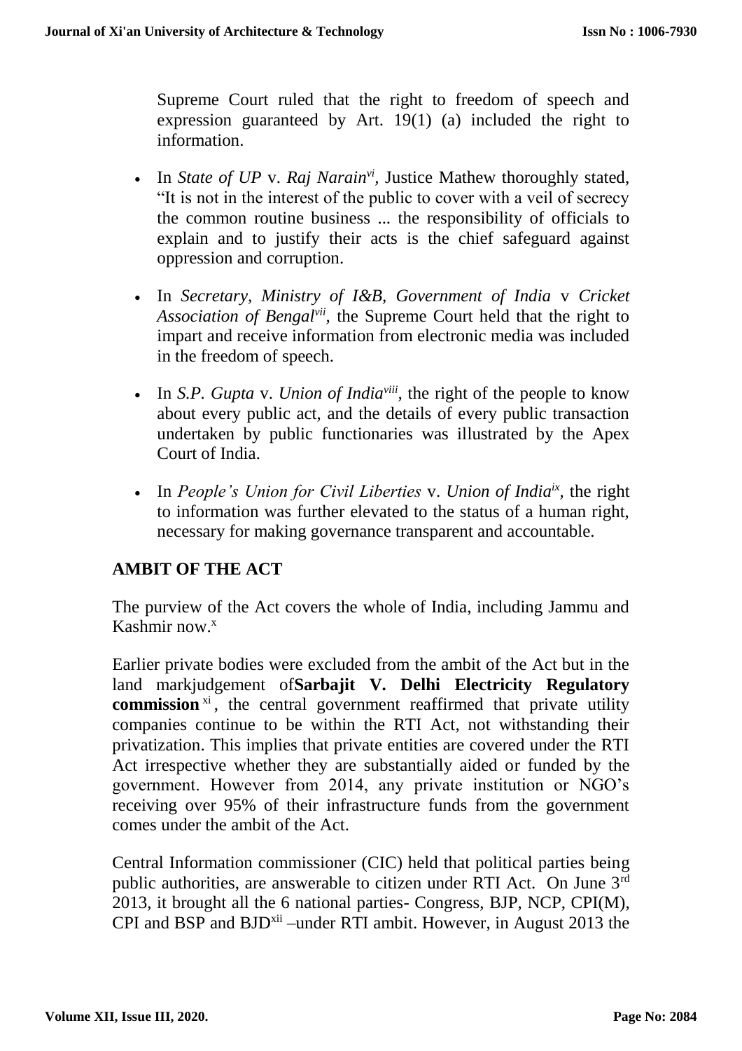Supreme Court ruled that the right to freedom of speech and expression guaranteed by Art. 19(1) (a) included the right to information.

- In *State of UP* v. *Raj Narain*[vi], Justice Mathew thoroughly stated, "It is not in the interest of the public to cover with a veil of secrecy the common routine business ... the responsibility of officials to explain and to justify their acts is the chief safeguard against oppression and corruption.
- In *Secretary, Ministry of I&B, Government of India* v *Cricket Association of Bengal*[vii], the Supreme Court held that the right to impart and receive information from electronic media was included in the freedom of speech.
- In *S.P. Gupta* v. *Union of India*[viii], the right of the people to know about every public act, and the details of every public transaction undertaken by public functionaries was illustrated by the Apex Court of India.
- In *People's Union for Civil Liberties* v. *Union of India*[ix], the right to information was further elevated to the status of a human right, necessary for making governance transparent and accountable.

## AMBIT OF THE ACT

The purview of the Act covers the whole of India, including Jammu and Kashmir now.[x]

Earlier private bodies were excluded from the ambit of the Act but in the land markjudgement of**Sarbajit V. Delhi Electricity Regulatory commission**[xi], the central government reaffirmed that private utility companies continue to be within the RTI Act, not withstanding their privatization. This implies that private entities are covered under the RTI Act irrespective whether they are substantially aided or funded by the government. However from 2014, any private institution or NGO's receiving over 95% of their infrastructure funds from the government comes under the ambit of the Act.

Central Information commissioner (CIC) held that political parties being public authorities, are answerable to citizen under RTI Act. On June 3rd 2013, it brought all the 6 national parties- Congress, BJP, NCP, CPI(M), CPI and BSP and BJD[xii] –under RTI ambit. However, in August 2013 the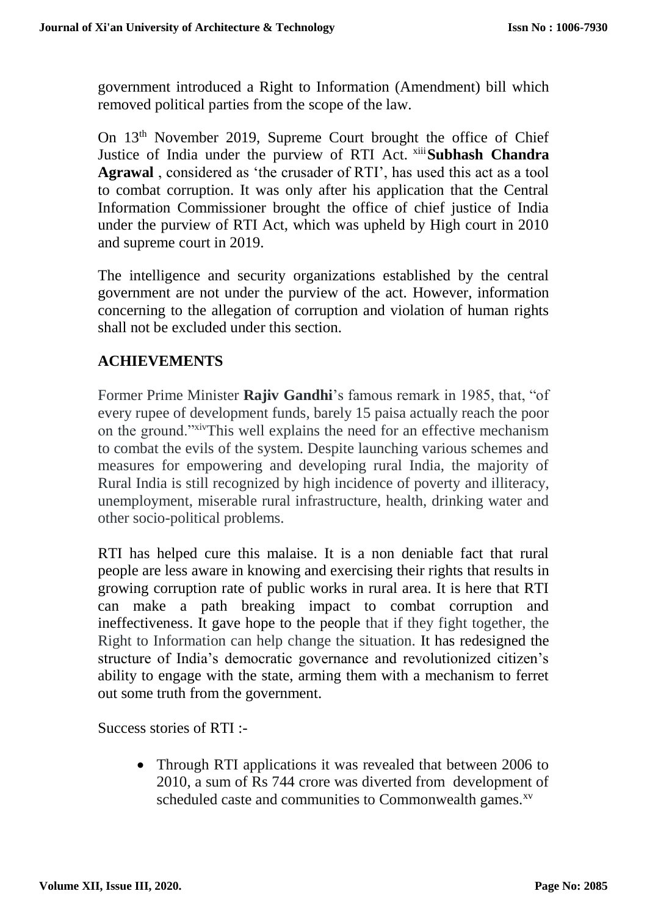government introduced a Right to Information (Amendment) bill which removed political parties from the scope of the law.

On 13th November 2019, Supreme Court brought the office of Chief Justice of India under the purview of RTI Act. [xiii] **Subhash Chandra Agrawal** , considered as 'the crusader of RTI', has used this act as a tool to combat corruption. It was only after his application that the Central Information Commissioner brought the office of chief justice of India under the purview of RTI Act, which was upheld by High court in 2010 and supreme court in 2019.

The intelligence and security organizations established by the central government are not under the purview of the act. However, information concerning to the allegation of corruption and violation of human rights shall not be excluded under this section.

## ACHIEVEMENTS

Former Prime Minister **Rajiv Gandhi**'s famous remark in 1985, that, "of every rupee of development funds, barely 15 paisa actually reach the poor on the ground."[xiv]This well explains the need for an effective mechanism to combat the evils of the system. Despite launching various schemes and measures for empowering and developing rural India, the majority of Rural India is still recognized by high incidence of poverty and illiteracy, unemployment, miserable rural infrastructure, health, drinking water and other socio-political problems.

RTI has helped cure this malaise. It is a non deniable fact that rural people are less aware in knowing and exercising their rights that results in growing corruption rate of public works in rural area. It is here that RTI can make a path breaking impact to combat corruption and ineffectiveness. It gave hope to the people that if they fight together, the Right to Information can help change the situation. It has redesigned the structure of India's democratic governance and revolutionized citizen's ability to engage with the state, arming them with a mechanism to ferret out some truth from the government.

Success stories of RTI :-

- Through RTI applications it was revealed that between 2006 to 2010, a sum of Rs 744 crore was diverted from development of scheduled caste and communities to Commonwealth games.[xv]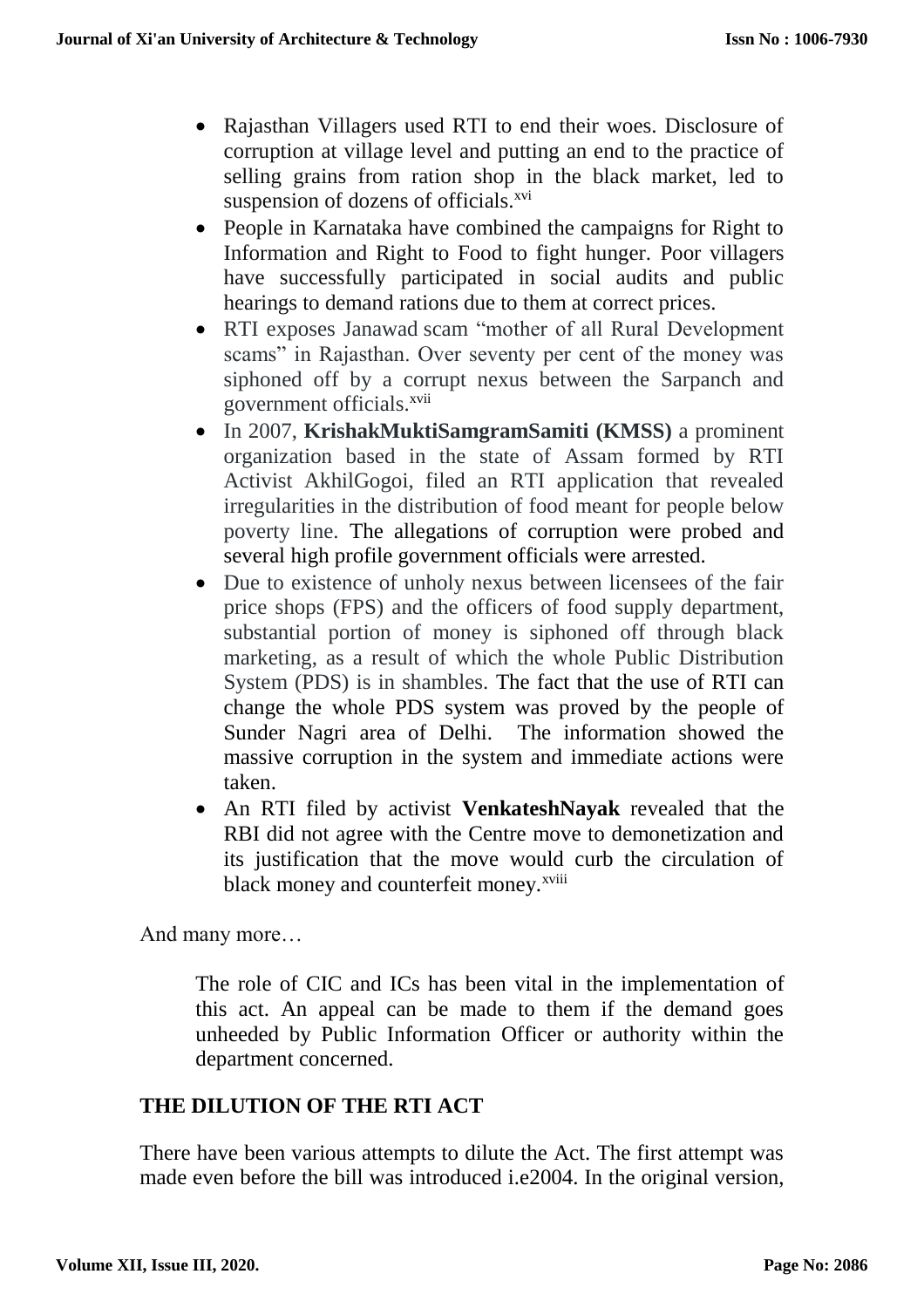- Rajasthan Villagers used RTI to end their woes. Disclosure of corruption at village level and putting an end to the practice of selling grains from ration shop in the black market, led to suspension of dozens of officials.[xvi]
- People in Karnataka have combined the campaigns for Right to Information and Right to Food to fight hunger. Poor villagers have successfully participated in social audits and public hearings to demand rations due to them at correct prices.
- RTI exposes Janawad scam "mother of all Rural Development scams" in Rajasthan. Over seventy per cent of the money was siphoned off by a corrupt nexus between the Sarpanch and government officials.[xvii]
- In 2007, **KrishakMuktiSamgramSamiti (KMSS)** a prominent organization based in the state of Assam formed by RTI Activist AkhilGogoi, filed an RTI application that revealed irregularities in the distribution of food meant for people below poverty line. The allegations of corruption were probed and several high profile government officials were arrested.
- Due to existence of unholy nexus between licensees of the fair price shops (FPS) and the officers of food supply department, substantial portion of money is siphoned off through black marketing, as a result of which the whole Public Distribution System (PDS) is in shambles. The fact that the use of RTI can change the whole PDS system was proved by the people of Sunder Nagri area of Delhi. The information showed the massive corruption in the system and immediate actions were taken.
- An RTI filed by activist **VenkateshNayak** revealed that the RBI did not agree with the Centre move to demonetization and its justification that the move would curb the circulation of black money and counterfeit money.[xviii]

And many more…

The role of CIC and ICs has been vital in the implementation of this act. An appeal can be made to them if the demand goes unheeded by Public Information Officer or authority within the department concerned.

## THE DILUTION OF THE RTI ACT

There have been various attempts to dilute the Act. The first attempt was made even before the bill was introduced i.e2004. In the original version,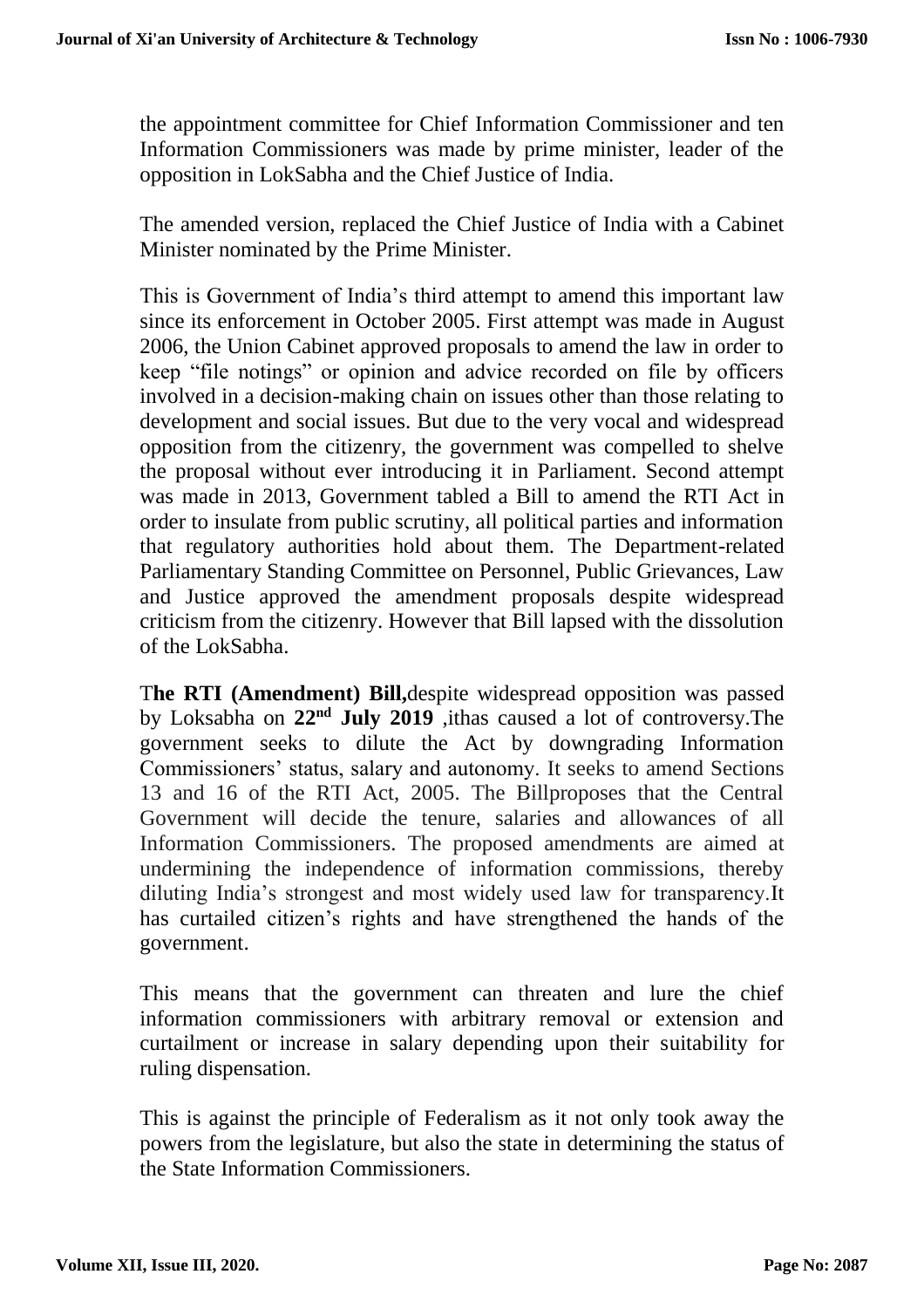the appointment committee for Chief Information Commissioner and ten Information Commissioners was made by prime minister, leader of the opposition in LokSabha and the Chief Justice of India.

The amended version, replaced the Chief Justice of India with a Cabinet Minister nominated by the Prime Minister.

This is Government of India's third attempt to amend this important law since its enforcement in October 2005. First attempt was made in August 2006, the Union Cabinet approved proposals to amend the law in order to keep "file notings" or opinion and advice recorded on file by officers involved in a decision-making chain on issues other than those relating to development and social issues. But due to the very vocal and widespread opposition from the citizenry, the government was compelled to shelve the proposal without ever introducing it in Parliament. Second attempt was made in 2013, Government tabled a Bill to amend the RTI Act in order to insulate from public scrutiny, all political parties and information that regulatory authorities hold about them. The Department-related Parliamentary Standing Committee on Personnel, Public Grievances, Law and Justice approved the amendment proposals despite widespread criticism from the citizenry. However that Bill lapsed with the dissolution of the LokSabha.

T**he RTI (Amendment) Bill,**despite widespread opposition was passed by Loksabha on **22nd July 2019** ,ithas caused a lot of controversy.The government seeks to dilute the Act by downgrading Information Commissioners' status, salary and autonomy. It seeks to amend Sections 13 and 16 of the RTI Act, 2005. The Billproposes that the Central Government will decide the tenure, salaries and allowances of all Information Commissioners. The proposed amendments are aimed at undermining the independence of information commissions, thereby diluting India's strongest and most widely used law for transparency.It has curtailed citizen's rights and have strengthened the hands of the government.

This means that the government can threaten and lure the chief information commissioners with arbitrary removal or extension and curtailment or increase in salary depending upon their suitability for ruling dispensation.

This is against the principle of Federalism as it not only took away the powers from the legislature, but also the state in determining the status of the State Information Commissioners.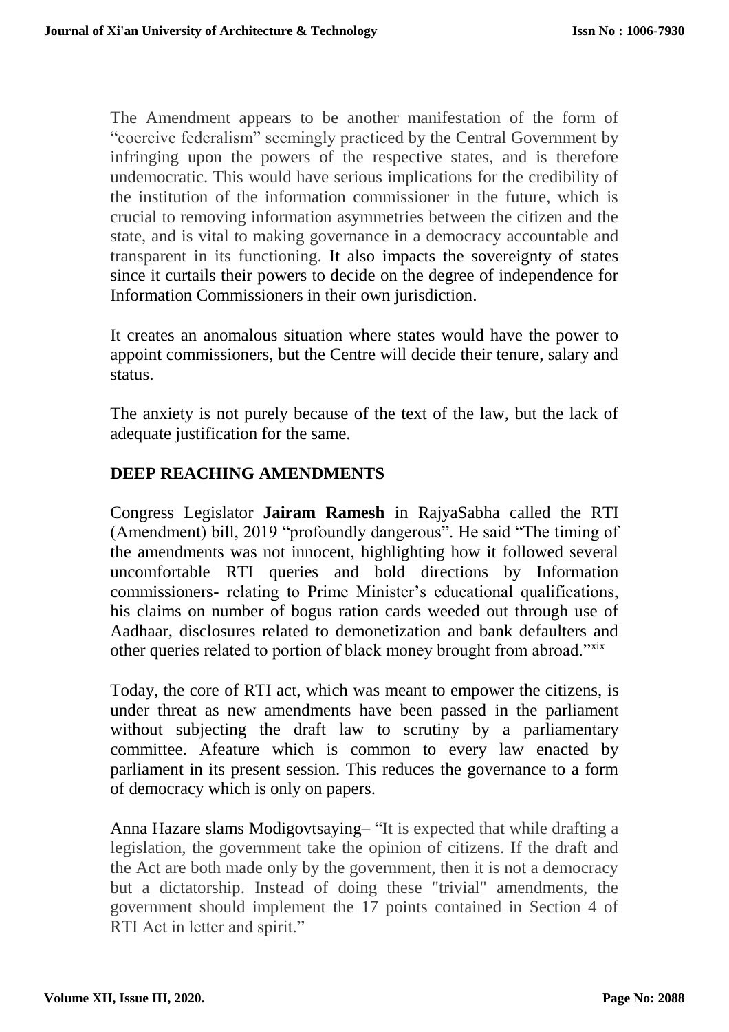The Amendment appears to be another manifestation of the form of "coercive federalism" seemingly practiced by the Central Government by infringing upon the powers of the respective states, and is therefore undemocratic. This would have serious implications for the credibility of the institution of the information commissioner in the future, which is crucial to removing information asymmetries between the citizen and the state, and is vital to making governance in a democracy accountable and transparent in its functioning. It also impacts the sovereignty of states since it curtails their powers to decide on the degree of independence for Information Commissioners in their own jurisdiction.

It creates an anomalous situation where states would have the power to appoint commissioners, but the Centre will decide their tenure, salary and status.

The anxiety is not purely because of the text of the law, but the lack of adequate justification for the same.

## DEEP REACHING AMENDMENTS

Congress Legislator **Jairam Ramesh** in RajyaSabha called the RTI (Amendment) bill, 2019 "profoundly dangerous". He said "The timing of the amendments was not innocent, highlighting how it followed several uncomfortable RTI queries and bold directions by Information commissioners- relating to Prime Minister's educational qualifications, his claims on number of bogus ration cards weeded out through use of Aadhaar, disclosures related to demonetization and bank defaulters and other queries related to portion of black money brought from abroad."[xix]

Today, the core of RTI act, which was meant to empower the citizens, is under threat as new amendments have been passed in the parliament without subjecting the draft law to scrutiny by a parliamentary committee. Afeature which is common to every law enacted by parliament in its present session. This reduces the governance to a form of democracy which is only on papers.

Anna Hazare slams Modigovtsaying– "It is expected that while drafting a legislation, the government take the opinion of citizens. If the draft and the Act are both made only by the government, then it is not a democracy but a dictatorship. Instead of doing these "trivial" amendments, the government should implement the 17 points contained in Section 4 of RTI Act in letter and spirit."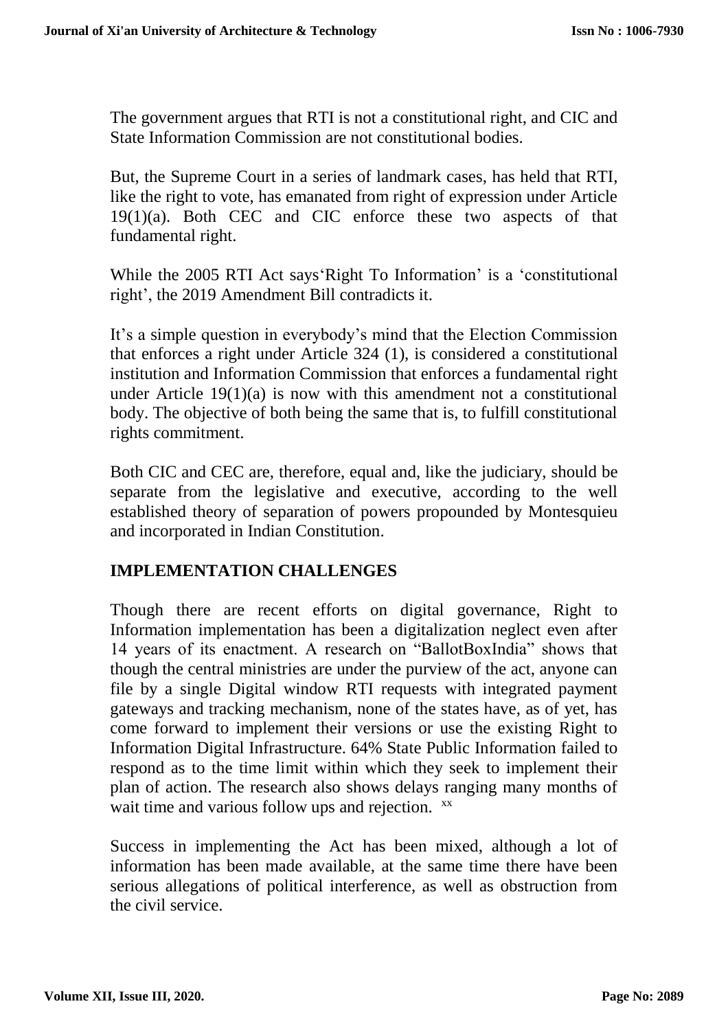The government argues that RTI is not a constitutional right, and CIC and State Information Commission are not constitutional bodies.

But, the Supreme Court in a series of landmark cases, has held that RTI, like the right to vote, has emanated from right of expression under Article 19(1)(a). Both CEC and CIC enforce these two aspects of that fundamental right.

While the 2005 RTI Act says'Right To Information' is a 'constitutional right', the 2019 Amendment Bill contradicts it.

It's a simple question in everybody's mind that the Election Commission that enforces a right under Article 324 (1), is considered a constitutional institution and Information Commission that enforces a fundamental right under Article 19(1)(a) is now with this amendment not a constitutional body. The objective of both being the same that is, to fulfill constitutional rights commitment.

Both CIC and CEC are, therefore, equal and, like the judiciary, should be separate from the legislative and executive, according to the well established theory of separation of powers propounded by Montesquieu and incorporated in Indian Constitution.

## IMPLEMENTATION CHALLENGES

Though there are recent efforts on digital governance, Right to Information implementation has been a digitalization neglect even after 14 years of its enactment. A research on "BallotBoxIndia" shows that though the central ministries are under the purview of the act, anyone can file by a single Digital window RTI requests with integrated payment gateways and tracking mechanism, none of the states have, as of yet, has come forward to implement their versions or use the existing Right to Information Digital Infrastructure. 64% State Public Information failed to respond as to the time limit within which they seek to implement their plan of action. The research also shows delays ranging many months of wait time and various follow ups and rejection. [xx]

Success in implementing the Act has been mixed, although a lot of information has been made available, at the same time there have been serious allegations of political interference, as well as obstruction from the civil service.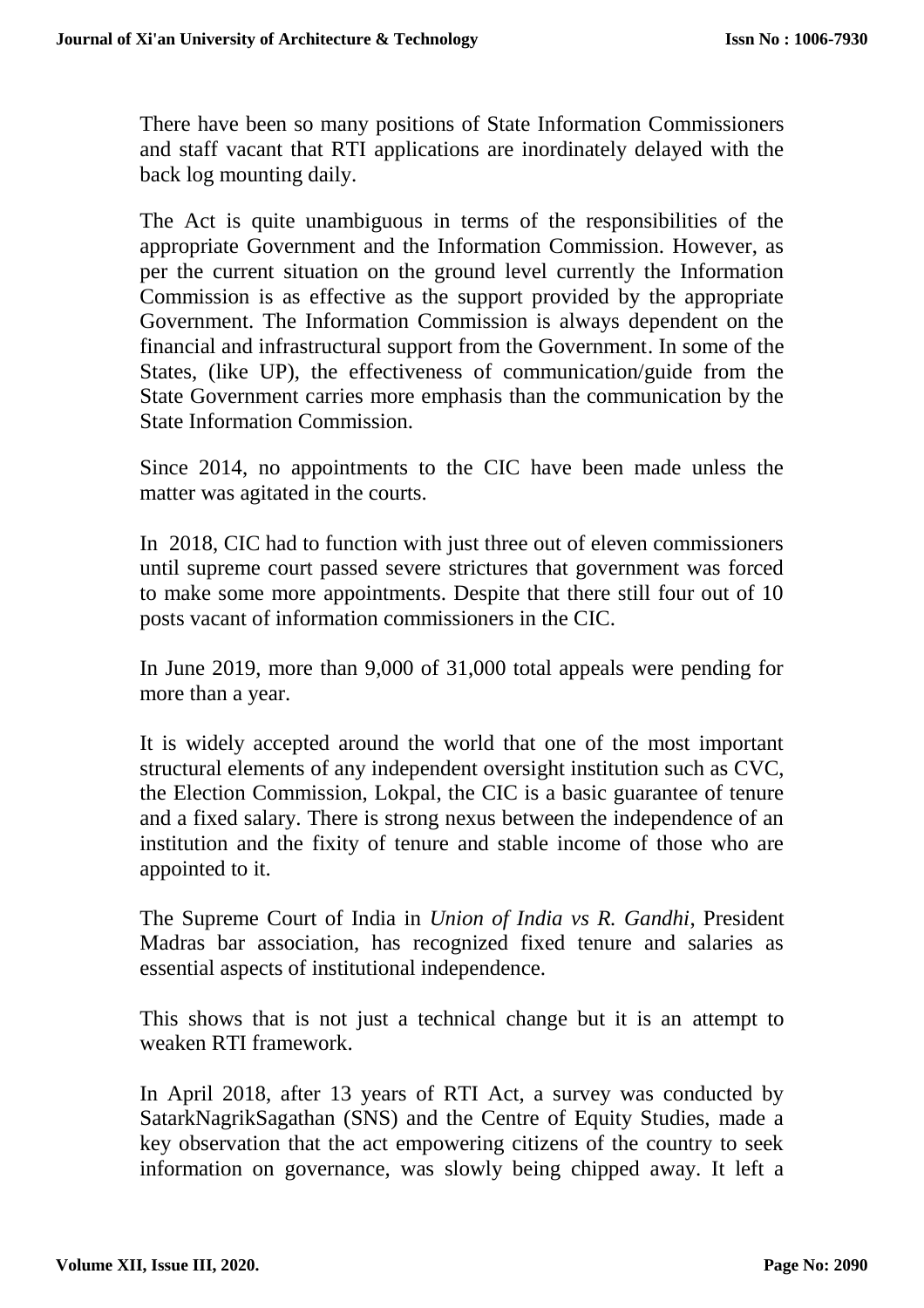There have been so many positions of State Information Commissioners and staff vacant that RTI applications are inordinately delayed with the back log mounting daily.

The Act is quite unambiguous in terms of the responsibilities of the appropriate Government and the Information Commission. However, as per the current situation on the ground level currently the Information Commission is as effective as the support provided by the appropriate Government. The Information Commission is always dependent on the financial and infrastructural support from the Government. In some of the States, (like UP), the effectiveness of communication/guide from the State Government carries more emphasis than the communication by the State Information Commission.

Since 2014, no appointments to the CIC have been made unless the matter was agitated in the courts.

In 2018, CIC had to function with just three out of eleven commissioners until supreme court passed severe strictures that government was forced to make some more appointments. Despite that there still four out of 10 posts vacant of information commissioners in the CIC.

In June 2019, more than 9,000 of 31,000 total appeals were pending for more than a year.

It is widely accepted around the world that one of the most important structural elements of any independent oversight institution such as CVC, the Election Commission, Lokpal, the CIC is a basic guarantee of tenure and a fixed salary. There is strong nexus between the independence of an institution and the fixity of tenure and stable income of those who are appointed to it.

The Supreme Court of India in *Union of India vs R. Gandhi*, President Madras bar association, has recognized fixed tenure and salaries as essential aspects of institutional independence.

This shows that is not just a technical change but it is an attempt to weaken RTI framework.

In April 2018, after 13 years of RTI Act, a survey was conducted by SatarkNagrikSagathan (SNS) and the Centre of Equity Studies, made a key observation that the act empowering citizens of the country to seek information on governance, was slowly being chipped away. It left a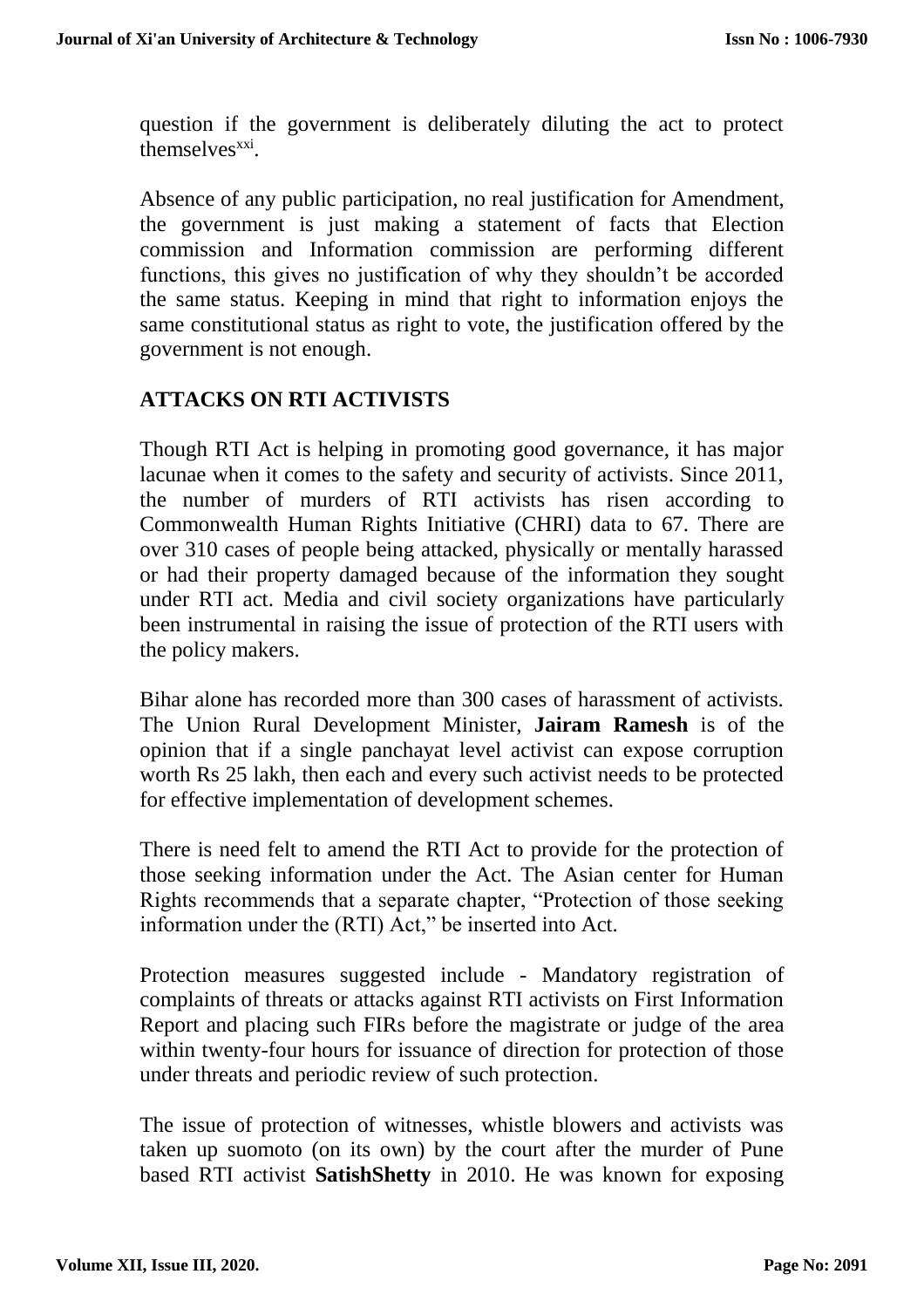question if the government is deliberately diluting the act to protect themselves[xxi].

Absence of any public participation, no real justification for Amendment, the government is just making a statement of facts that Election commission and Information commission are performing different functions, this gives no justification of why they shouldn't be accorded the same status. Keeping in mind that right to information enjoys the same constitutional status as right to vote, the justification offered by the government is not enough.

## ATTACKS ON RTI ACTIVISTS

Though RTI Act is helping in promoting good governance, it has major lacunae when it comes to the safety and security of activists. Since 2011, the number of murders of RTI activists has risen according to Commonwealth Human Rights Initiative (CHRI) data to 67. There are over 310 cases of people being attacked, physically or mentally harassed or had their property damaged because of the information they sought under RTI act. Media and civil society organizations have particularly been instrumental in raising the issue of protection of the RTI users with the policy makers.

Bihar alone has recorded more than 300 cases of harassment of activists. The Union Rural Development Minister, **Jairam Ramesh** is of the opinion that if a single panchayat level activist can expose corruption worth Rs 25 lakh, then each and every such activist needs to be protected for effective implementation of development schemes.

There is need felt to amend the RTI Act to provide for the protection of those seeking information under the Act. The Asian center for Human Rights recommends that a separate chapter, "Protection of those seeking information under the (RTI) Act," be inserted into Act.

Protection measures suggested include - Mandatory registration of complaints of threats or attacks against RTI activists on First Information Report and placing such FIRs before the magistrate or judge of the area within twenty-four hours for issuance of direction for protection of those under threats and periodic review of such protection.

The issue of protection of witnesses, whistle blowers and activists was taken up suomoto (on its own) by the court after the murder of Pune based RTI activist **SatishShetty** in 2010. He was known for exposing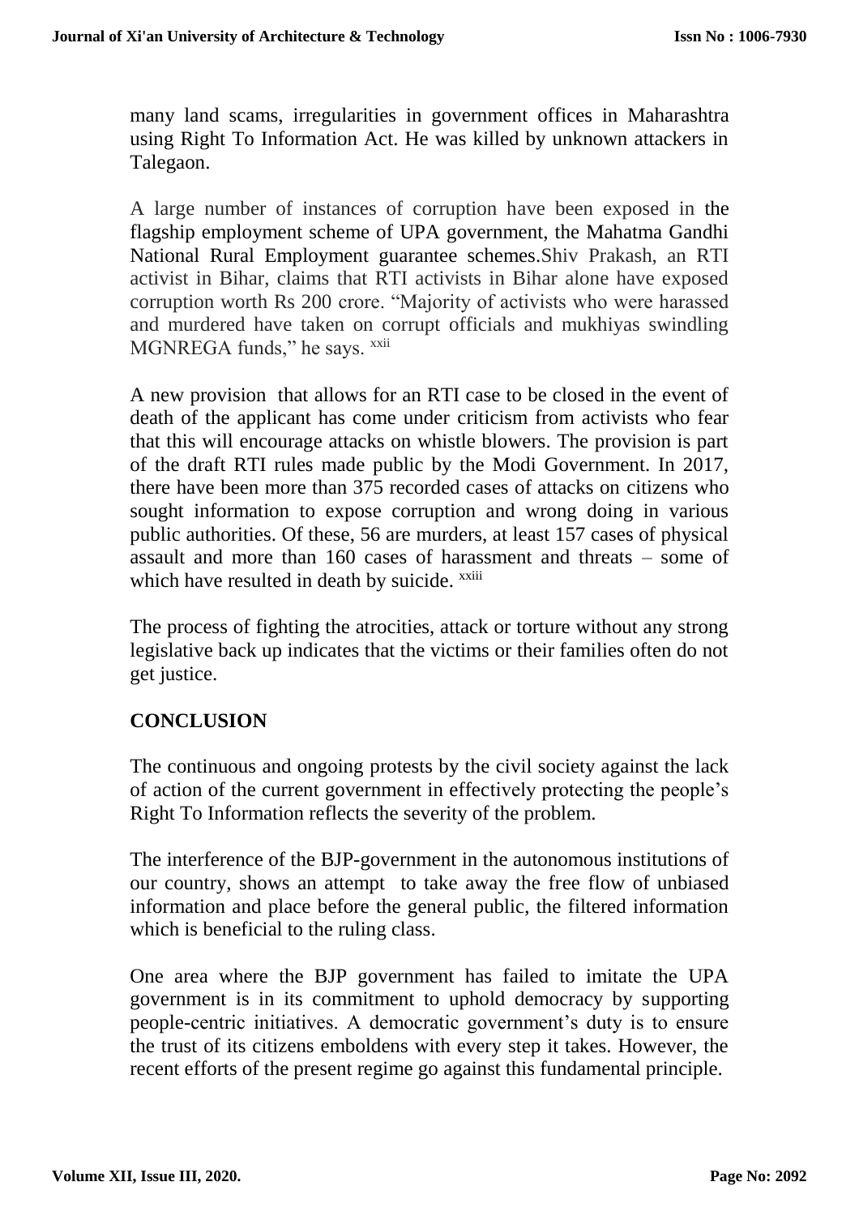many land scams, irregularities in government offices in Maharashtra using Right To Information Act. He was killed by unknown attackers in Talegaon.

A large number of instances of corruption have been exposed in the flagship employment scheme of UPA government, the Mahatma Gandhi National Rural Employment guarantee schemes.Shiv Prakash, an RTI activist in Bihar, claims that RTI activists in Bihar alone have exposed corruption worth Rs 200 crore. "Majority of activists who were harassed and murdered have taken on corrupt officials and mukhiyas swindling MGNREGA funds," he says. [xxii]

A new provision that allows for an RTI case to be closed in the event of death of the applicant has come under criticism from activists who fear that this will encourage attacks on whistle blowers. The provision is part of the draft RTI rules made public by the Modi Government. In 2017, there have been more than 375 recorded cases of attacks on citizens who sought information to expose corruption and wrong doing in various public authorities. Of these, 56 are murders, at least 157 cases of physical assault and more than 160 cases of harassment and threats – some of which have resulted in death by suicide. [xxiii]

The process of fighting the atrocities, attack or torture without any strong legislative back up indicates that the victims or their families often do not get justice.

## CONCLUSION

The continuous and ongoing protests by the civil society against the lack of action of the current government in effectively protecting the people's Right To Information reflects the severity of the problem.

The interference of the BJP-government in the autonomous institutions of our country, shows an attempt to take away the free flow of unbiased information and place before the general public, the filtered information which is beneficial to the ruling class.

One area where the BJP government has failed to imitate the UPA government is in its commitment to uphold democracy by supporting people-centric initiatives. A democratic government's duty is to ensure the trust of its citizens emboldens with every step it takes. However, the recent efforts of the present regime go against this fundamental principle.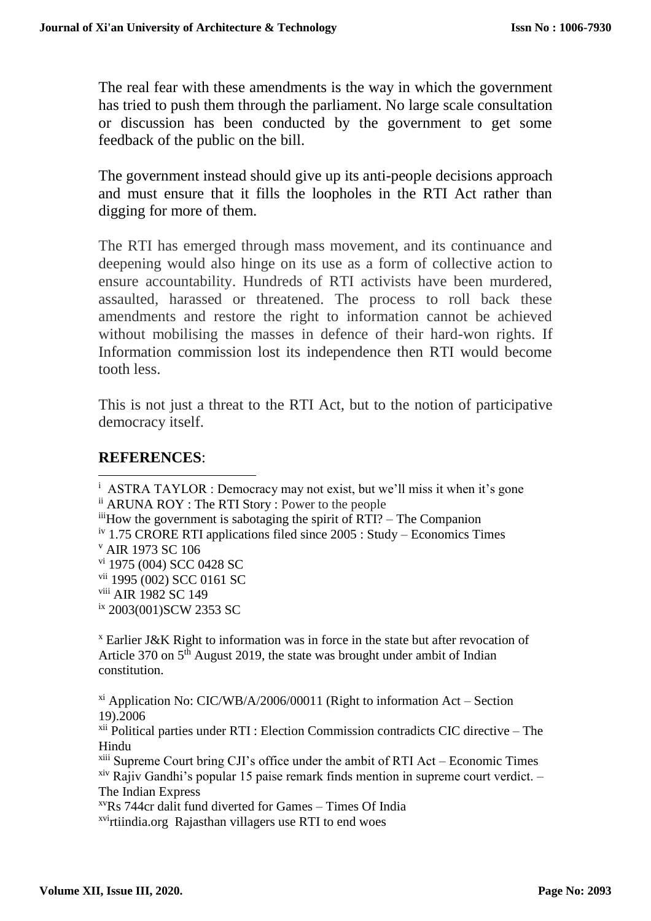The real fear with these amendments is the way in which the government has tried to push them through the parliament. No large scale consultation or discussion has been conducted by the government to get some feedback of the public on the bill.

The government instead should give up its anti-people decisions approach and must ensure that it fills the loopholes in the RTI Act rather than digging for more of them.

The RTI has emerged through mass movement, and its continuance and deepening would also hinge on its use as a form of collective action to ensure accountability. Hundreds of RTI activists have been murdered, assaulted, harassed or threatened. The process to roll back these amendments and restore the right to information cannot be achieved without mobilising the masses in defence of their hard-won rights. If Information commission lost its independence then RTI would become tooth less.

This is not just a threat to the RTI Act, but to the notion of participative democracy itself.

## REFERENCES:

[i] ASTRA TAYLOR : Democracy may not exist, but we'll miss it when it's gone

[ii] ARUNA ROY : The RTI Story : Power to the people

[iii] How the government is sabotaging the spirit of RTI? – The Companion

[iv] 1.75 CRORE RTI applications filed since 2005 : Study – Economics Times

[v] AIR 1973 SC 106

[vi] 1975 (004) SCC 0428 SC

[vii] 1995 (002) SCC 0161 SC

[viii] AIR 1982 SC 149

[ix] 2003(001)SCW 2353 SC

[x] Earlier J&K Right to information was in force in the state but after revocation of Article 370 on 5th August 2019, the state was brought under ambit of Indian constitution.

[xi] Application No: CIC/WB/A/2006/00011 (Right to information Act – Section 19).2006

[xii] Political parties under RTI : Election Commission contradicts CIC directive – The Hindu

[xiii] Supreme Court bring CJI's office under the ambit of RTI Act – Economic Times

[xiv] Rajiv Gandhi's popular 15 paise remark finds mention in supreme court verdict. – The Indian Express

[xv] Rs 744cr dalit fund diverted for Games – Times Of India

[xvi] rtiindia.org Rajasthan villagers use RTI to end woes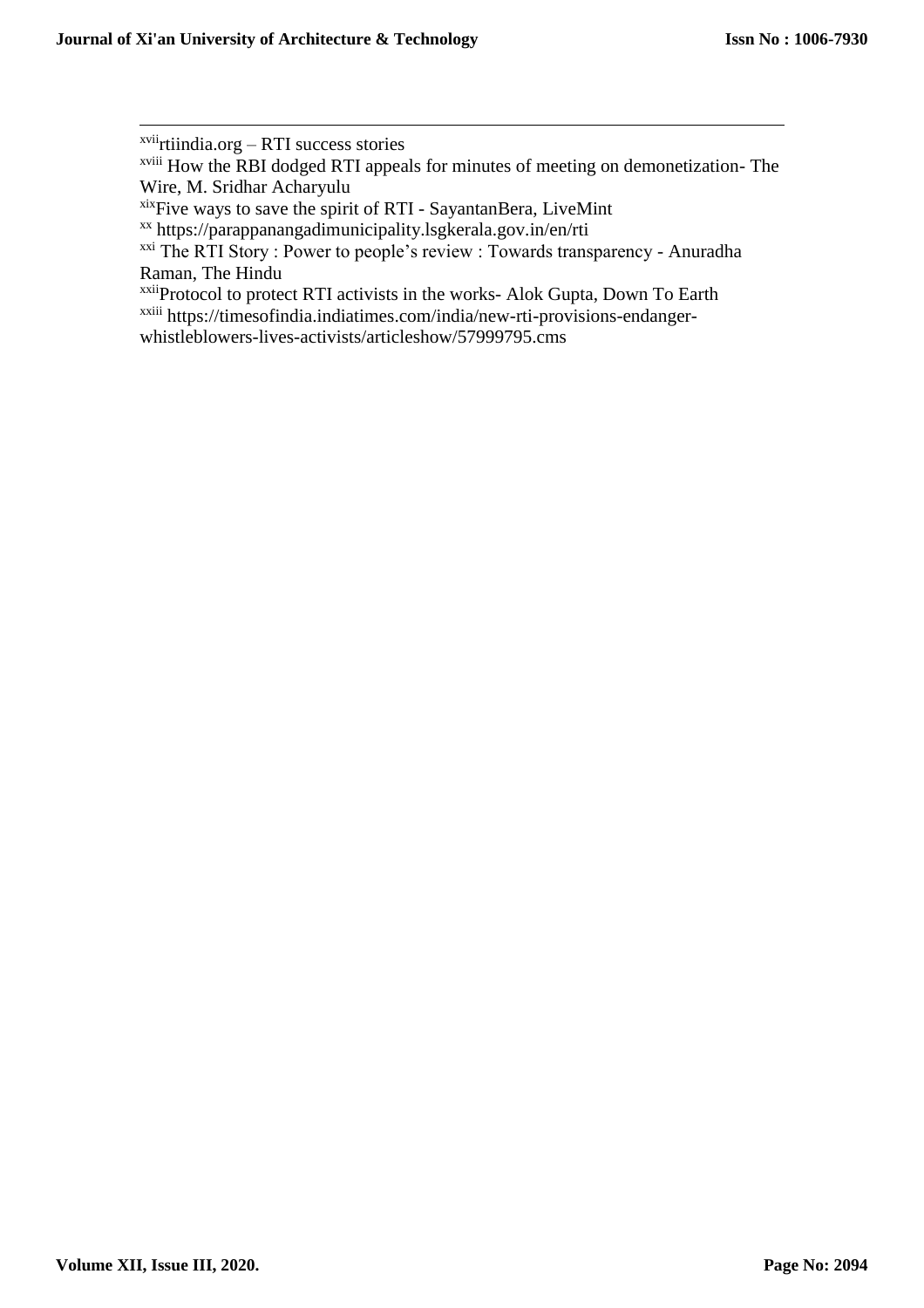[xvii]rtiindia.org – RTI success stories

[xviii] How the RBI dodged RTI appeals for minutes of meeting on demonetization- The Wire, M. Sridhar Acharyulu

[xix]Five ways to save the spirit of RTI - SayantanBera, LiveMint

[xx] https://parappanangadimunicipality.lsgkerala.gov.in/en/rti

[xxi] The RTI Story : Power to people's review : Towards transparency - Anuradha Raman, The Hindu

[xxii]Protocol to protect RTI activists in the works- Alok Gupta, Down To Earth

[xxiii] https://timesofindia.indiatimes.com/india/new-rti-provisions-endanger-whistleblowers-lives-activists/articleshow/57999795.cms